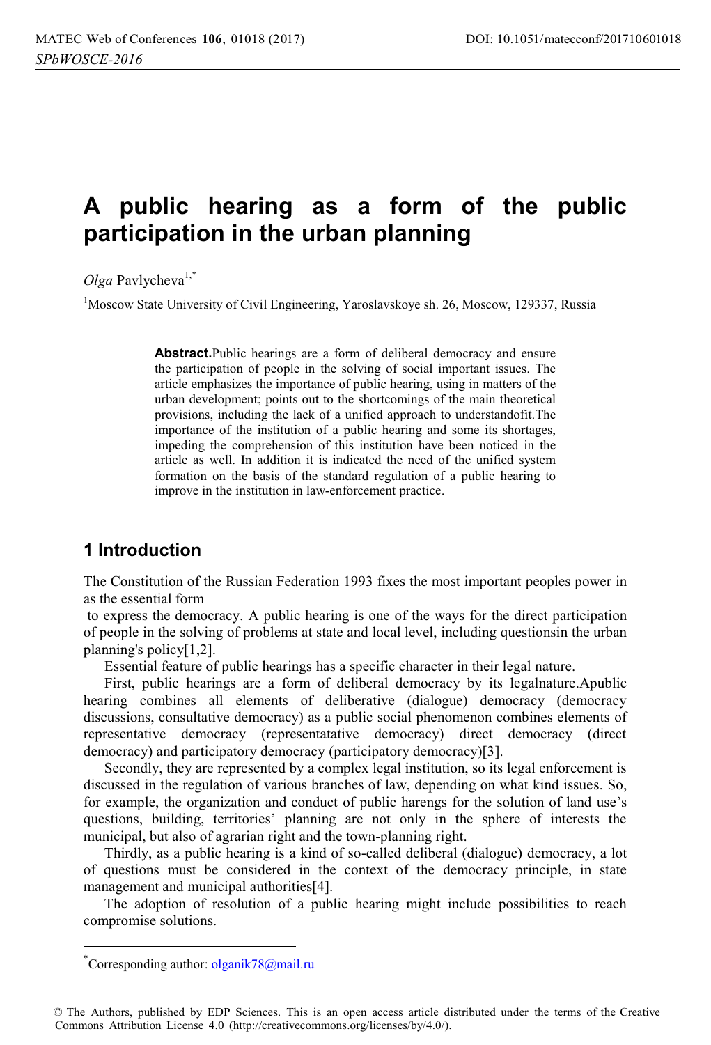# A public hearing as a form of the public participation in the urban planning

*Olga* Pavlycheva[1,*]

[1]Moscow State University of Civil Engineering, Yaroslavskoye sh. 26, Moscow, 129337, Russia

> **Abstract.**Public hearings are a form of deliberal democracy and ensure the participation of people in the solving of social important issues. The article emphasizes the importance of public hearing, using in matters of the urban development; points out to the shortcomings of the main theoretical provisions, including the lack of a unified approach to understandofit.The importance of the institution of a public hearing and some its shortages, impeding the comprehension of this institution have been noticed in the article as well. In addition it is indicated the need of the unified system formation on the basis of the standard regulation of a public hearing to improve in the institution in law-enforcement practice.

## 1 Introduction

The Constitution of the Russian Federation 1993 fixes the most important peoples power in as the essential form to express the democracy. A public hearing is one of the ways for the direct participation of people in the solving of problems at state and local level, including questionsin the urban planning's policy[1,2].

Essential feature of public hearings has a specific character in their legal nature.

First, public hearings are a form of deliberal democracy by its legalnature.Apublic hearing combines all elements of deliberative (dialogue) democracy (democracy discussions, consultative democracy) as a public social phenomenon combines elements of representative democracy (representatative democracy) direct democracy (direct democracy) and participatory democracy (participatory democracy)[3].

Secondly, they are represented by a complex legal institution, so its legal enforcement is discussed in the regulation of various branches of law, depending on what kind issues. So, for example, the organization and conduct of public harengs for the solution of land use's questions, building, territories' planning are not only in the sphere of interests the municipal, but also of agrarian right and the town-planning right.

Thirdly, as a public hearing is a kind of so-called deliberal (dialogue) democracy, a lot of questions must be considered in the context of the democracy principle, in state management and municipal authorities[4].

The adoption of resolution of a public hearing might include possibilities to reach compromise solutions.

---

*Corresponding author: olganik78@mail.ru

© The Authors, published by EDP Sciences. This is an open access article distributed under the terms of the Creative Commons Attribution License 4.0 (http://creativecommons.org/licenses/by/4.0/).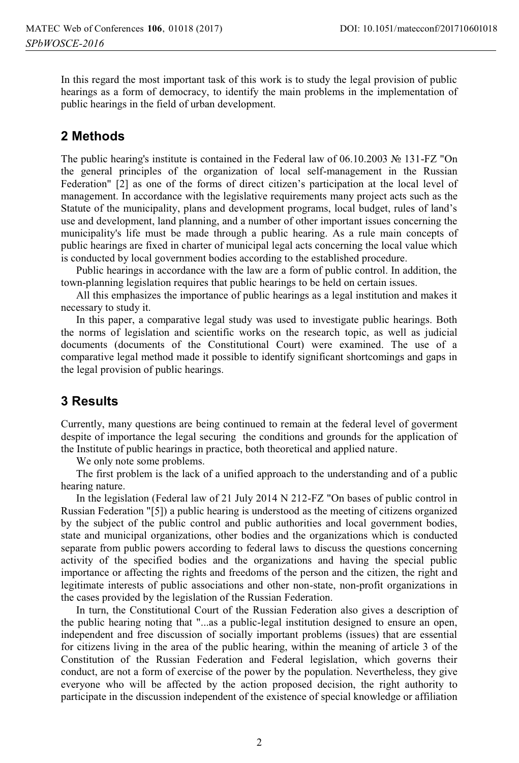In this regard the most important task of this work is to study the legal provision of public hearings as a form of democracy, to identify the main problems in the implementation of public hearings in the field of urban development.

## 2 Methods

The public hearing's institute is contained in the Federal law of 06.10.2003 № 131-FZ "On the general principles of the organization of local self-management in the Russian Federation" [2] as one of the forms of direct citizen's participation at the local level of management. In accordance with the legislative requirements many project acts such as the Statute of the municipality, plans and development programs, local budget, rules of land's use and development, land planning, and a number of other important issues concerning the municipality's life must be made through a public hearing. As a rule main concepts of public hearings are fixed in charter of municipal legal acts concerning the local value which is conducted by local government bodies according to the established procedure.

Public hearings in accordance with the law are a form of public control. In addition, the town-planning legislation requires that public hearings to be held on certain issues.

All this emphasizes the importance of public hearings as a legal institution and makes it necessary to study it.

In this paper, a comparative legal study was used to investigate public hearings. Both the norms of legislation and scientific works on the research topic, as well as judicial documents (documents of the Constitutional Court) were examined. The use of a comparative legal method made it possible to identify significant shortcomings and gaps in the legal provision of public hearings.

## 3 Results

Currently, many questions are being continued to remain at the federal level of goverment despite of importance the legal securing the conditions and grounds for the application of the Institute of public hearings in practice, both theoretical and applied nature.

We only note some problems.

The first problem is the lack of a unified approach to the understanding and of a public hearing nature.

In the legislation (Federal law of 21 July 2014 N 212-FZ "On bases of public control in Russian Federation "[5]) a public hearing is understood as the meeting of citizens organized by the subject of the public control and public authorities and local government bodies, state and municipal organizations, other bodies and the organizations which is conducted separate from public powers according to federal laws to discuss the questions concerning activity of the specified bodies and the organizations and having the special public importance or affecting the rights and freedoms of the person and the citizen, the right and legitimate interests of public associations and other non-state, non-profit organizations in the cases provided by the legislation of the Russian Federation.

In turn, the Constitutional Court of the Russian Federation also gives a description of the public hearing noting that "...as a public-legal institution designed to ensure an open, independent and free discussion of socially important problems (issues) that are essential for citizens living in the area of the public hearing, within the meaning of article 3 of the Constitution of the Russian Federation and Federal legislation, which governs their conduct, are not a form of exercise of the power by the population. Nevertheless, they give everyone who will be affected by the action proposed decision, the right authority to participate in the discussion independent of the existence of special knowledge or affiliation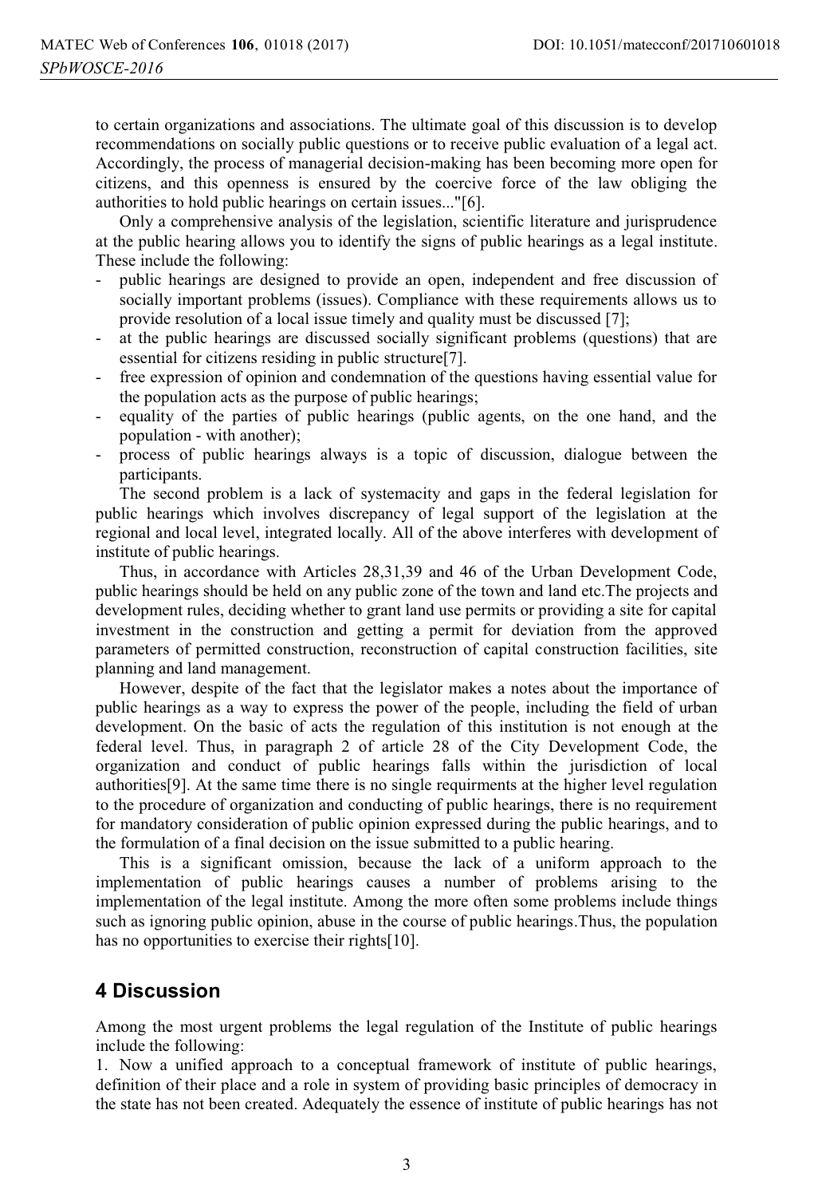to certain organizations and associations. The ultimate goal of this discussion is to develop recommendations on socially public questions or to receive public evaluation of a legal act. Accordingly, the process of managerial decision-making has been becoming more open for citizens, and this openness is ensured by the coercive force of the law obliging the authorities to hold public hearings on certain issues..."[6].

Only a comprehensive analysis of the legislation, scientific literature and jurisprudence at the public hearing allows you to identify the signs of public hearings as a legal institute. These include the following:

- public hearings are designed to provide an open, independent and free discussion of socially important problems (issues). Compliance with these requirements allows us to provide resolution of a local issue timely and quality must be discussed [7];
- at the public hearings are discussed socially significant problems (questions) that are essential for citizens residing in public structure[7].
- free expression of opinion and condemnation of the questions having essential value for the population acts as the purpose of public hearings;
- equality of the parties of public hearings (public agents, on the one hand, and the population - with another);
- process of public hearings always is a topic of discussion, dialogue between the participants.

The second problem is a lack of systemacity and gaps in the federal legislation for public hearings which involves discrepancy of legal support of the legislation at the regional and local level, integrated locally. All of the above interferes with development of institute of public hearings.

Thus, in accordance with Articles 28,31,39 and 46 of the Urban Development Code, public hearings should be held on any public zone of the town and land etc.The projects and development rules, deciding whether to grant land use permits or providing a site for capital investment in the construction and getting a permit for deviation from the approved parameters of permitted construction, reconstruction of capital construction facilities, site planning and land management.

However, despite of the fact that the legislator makes a notes about the importance of public hearings as a way to express the power of the people, including the field of urban development. On the basic of acts the regulation of this institution is not enough at the federal level. Thus, in paragraph 2 of article 28 of the City Development Code, the organization and conduct of public hearings falls within the jurisdiction of local authorities[9]. At the same time there is no single requirments at the higher level regulation to the procedure of organization and conducting of public hearings, there is no requirement for mandatory consideration of public opinion expressed during the public hearings, and to the formulation of a final decision on the issue submitted to a public hearing.

This is a significant omission, because the lack of a uniform approach to the implementation of public hearings causes a number of problems arising to the implementation of the legal institute. Among the more often some problems include things such as ignoring public opinion, abuse in the course of public hearings.Thus, the population has no opportunities to exercise their rights[10].

## 4 Discussion

Among the most urgent problems the legal regulation of the Institute of public hearings include the following:

1. Now a unified approach to a conceptual framework of institute of public hearings, definition of their place and a role in system of providing basic principles of democracy in the state has not been created. Adequately the essence of institute of public hearings has not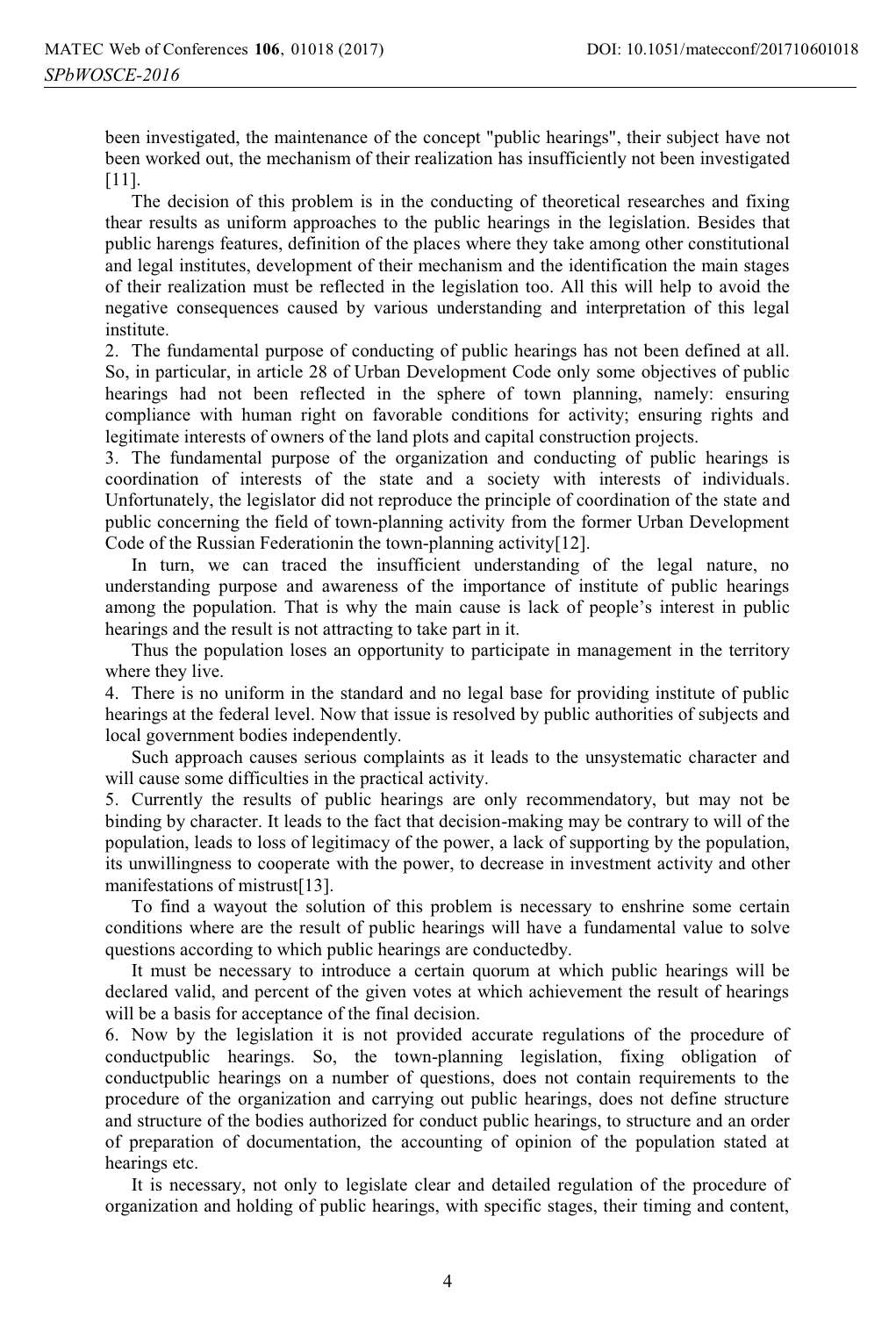been investigated, the maintenance of the concept "public hearings", their subject have not been worked out, the mechanism of their realization has insufficiently not been investigated [11].

The decision of this problem is in the conducting of theoretical researches and fixing thear results as uniform approaches to the public hearings in the legislation. Besides that public harengs features, definition of the places where they take among other constitutional and legal institutes, development of their mechanism and the identification the main stages of their realization must be reflected in the legislation too. All this will help to avoid the negative consequences caused by various understanding and interpretation of this legal institute.

2. The fundamental purpose of conducting of public hearings has not been defined at all. So, in particular, in article 28 of Urban Development Code only some objectives of public hearings had not been reflected in the sphere of town planning, namely: ensuring compliance with human right on favorable conditions for activity; ensuring rights and legitimate interests of owners of the land plots and capital construction projects.

3. The fundamental purpose of the organization and conducting of public hearings is coordination of interests of the state and a society with interests of individuals. Unfortunately, the legislator did not reproduce the principle of coordination of the state and public concerning the field of town-planning activity from the former Urban Development Code of the Russian Federationin the town-planning activity[12].

In turn, we can traced the insufficient understanding of the legal nature, no understanding purpose and awareness of the importance of institute of public hearings among the population. That is why the main cause is lack of people's interest in public hearings and the result is not attracting to take part in it.

Thus the population loses an opportunity to participate in management in the territory where they live.

4. There is no uniform in the standard and no legal base for providing institute of public hearings at the federal level. Now that issue is resolved by public authorities of subjects and local government bodies independently.

Such approach causes serious complaints as it leads to the unsystematic character and will cause some difficulties in the practical activity.

5. Currently the results of public hearings are only recommendatory, but may not be binding by character. It leads to the fact that decision-making may be contrary to will of the population, leads to loss of legitimacy of the power, a lack of supporting by the population, its unwillingness to cooperate with the power, to decrease in investment activity and other manifestations of mistrust[13].

To find a wayout the solution of this problem is necessary to enshrine some certain conditions where are the result of public hearings will have a fundamental value to solve questions according to which public hearings are conductedby.

It must be necessary to introduce a certain quorum at which public hearings will be declared valid, and percent of the given votes at which achievement the result of hearings will be a basis for acceptance of the final decision.

6. Now by the legislation it is not provided accurate regulations of the procedure of conductpublic hearings. So, the town-planning legislation, fixing obligation of conductpublic hearings on a number of questions, does not contain requirements to the procedure of the organization and carrying out public hearings, does not define structure and structure of the bodies authorized for conduct public hearings, to structure and an order of preparation of documentation, the accounting of opinion of the population stated at hearings etc.

It is necessary, not only to legislate clear and detailed regulation of the procedure of organization and holding of public hearings, with specific stages, their timing and content,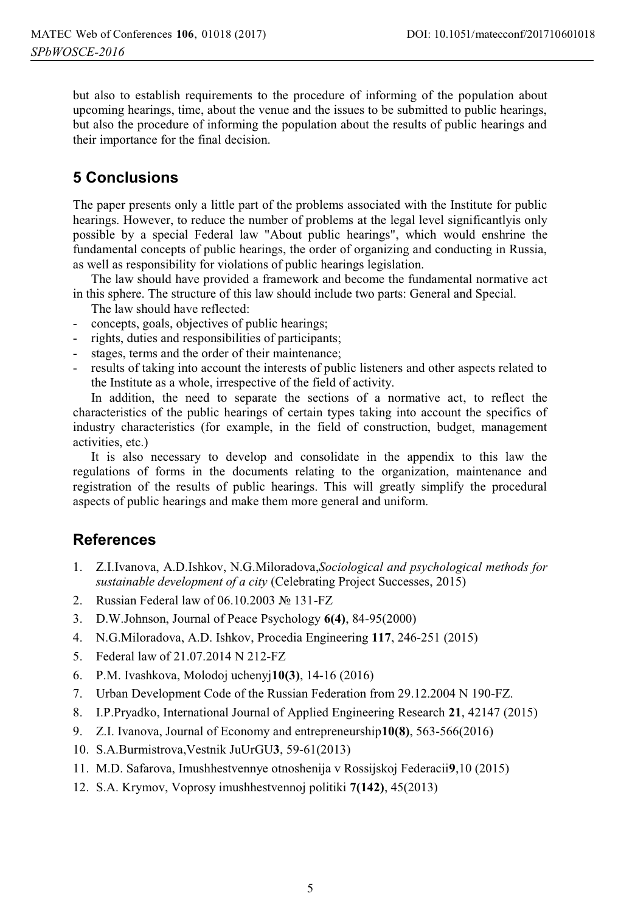but also to establish requirements to the procedure of informing of the population about upcoming hearings, time, about the venue and the issues to be submitted to public hearings, but also the procedure of informing the population about the results of public hearings and their importance for the final decision.

## 5 Conclusions

The paper presents only a little part of the problems associated with the Institute for public hearings. However, to reduce the number of problems at the legal level significantlyis only possible by a special Federal law "About public hearings", which would enshrine the fundamental concepts of public hearings, the order of organizing and conducting in Russia, as well as responsibility for violations of public hearings legislation.

The law should have provided a framework and become the fundamental normative act in this sphere. The structure of this law should include two parts: General and Special.

The law should have reflected:

- concepts, goals, objectives of public hearings;
- rights, duties and responsibilities of participants;
- stages, terms and the order of their maintenance;
- results of taking into account the interests of public listeners and other aspects related to the Institute as a whole, irrespective of the field of activity.

In addition, the need to separate the sections of a normative act, to reflect the characteristics of the public hearings of certain types taking into account the specifics of industry characteristics (for example, in the field of construction, budget, management activities, etc.)

It is also necessary to develop and consolidate in the appendix to this law the regulations of forms in the documents relating to the organization, maintenance and registration of the results of public hearings. This will greatly simplify the procedural aspects of public hearings and make them more general and uniform.

## References

1. Z.I.Ivanova, A.D.Ishkov, N.G.Miloradova,*Sociological and psychological methods for sustainable development of a city* (Celebrating Project Successes, 2015)
2. Russian Federal law of 06.10.2003 № 131-FZ
3. D.W.Johnson, Journal of Peace Psychology **6(4)**, 84-95(2000)
4. N.G.Miloradova, A.D. Ishkov, Procedia Engineering **117**, 246-251 (2015)
5. Federal law of 21.07.2014 N 212-FZ
6. P.M. Ivashkova, Molodoj uchenyj**10(3)**, 14-16 (2016)
7. Urban Development Code of the Russian Federation from 29.12.2004 N 190-FZ.
8. I.P.Pryadko, International Journal of Applied Engineering Research **21**, 42147 (2015)
9. Z.I. Ivanova, Journal of Economy and entrepreneurship**10(8)**, 563-566(2016)
10. S.A.Burmistrova,Vestnik JuUrGU**3**, 59-61(2013)
11. M.D. Safarova, Imushhestvennye otnoshenija v Rossijskoj Federacii**9**,10 (2015)
12. S.A. Krymov, Voprosy imushhestvennoj politiki **7(142)**, 45(2013)